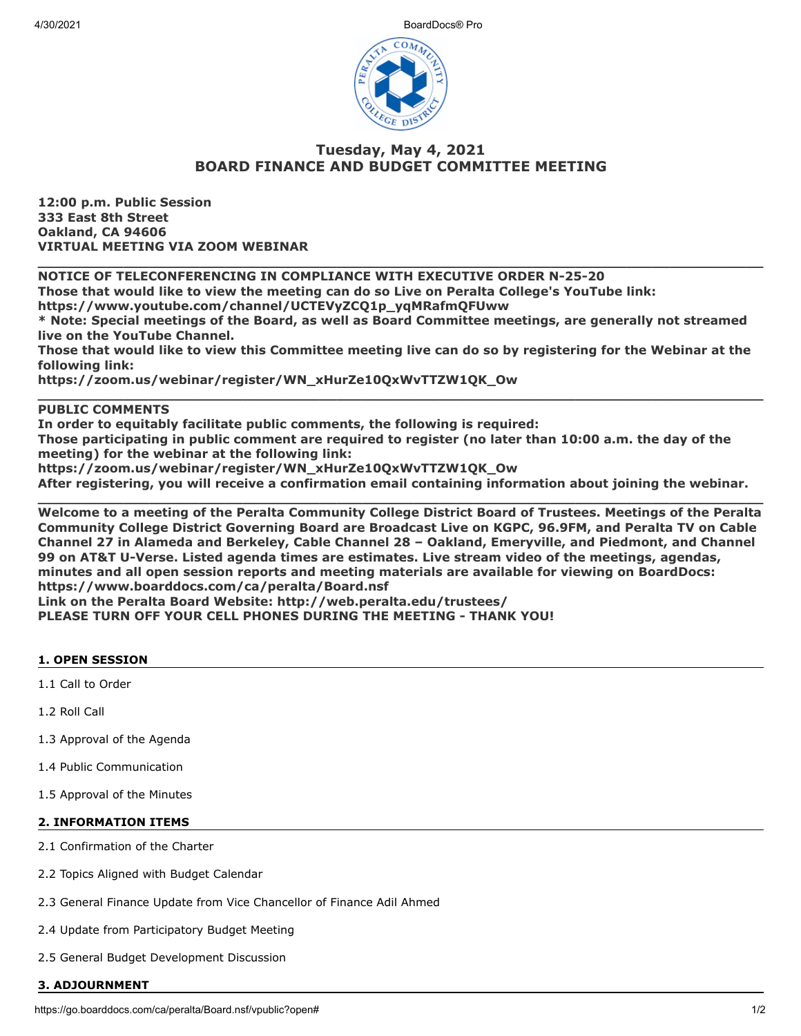# Tuesday, May 4, 2021
# BOARD FINANCE AND BUDGET COMMITTEE MEETING

**12:00 p.m. Public Session**
**333 East 8th Street**
**Oakland, CA 94606**
**VIRTUAL MEETING VIA ZOOM WEBINAR**

---

**NOTICE OF TELECONFERENCING IN COMPLIANCE WITH EXECUTIVE ORDER N-25-20**
**Those that would like to view the meeting can do so Live on Peralta College's YouTube link:**
**https://www.youtube.com/channel/UCTEVyZCQ1p_yqMRafmQFUww**
*** Note: Special meetings of the Board, as well as Board Committee meetings, are generally not streamed live on the YouTube Channel.**
**Those that would like to view this Committee meeting live can do so by registering for the Webinar at the following link:**
**https://zoom.us/webinar/register/WN_xHurZe10QxWvTTZW1QK_Ow**

---

**PUBLIC COMMENTS**
**In order to equitably facilitate public comments, the following is required:**
**Those participating in public comment are required to register (no later than 10:00 a.m. the day of the meeting) for the webinar at the following link:**
**https://zoom.us/webinar/register/WN_xHurZe10QxWvTTZW1QK_Ow**
**After registering, you will receive a confirmation email containing information about joining the webinar.**

---

**Welcome to a meeting of the Peralta Community College District Board of Trustees. Meetings of the Peralta Community College District Governing Board are Broadcast Live on KGPC, 96.9FM, and Peralta TV on Cable Channel 27 in Alameda and Berkeley, Cable Channel 28 – Oakland, Emeryville, and Piedmont, and Channel 99 on AT&T U-Verse. Listed agenda times are estimates. Live stream video of the meetings, agendas, minutes and all open session reports and meeting materials are available for viewing on BoardDocs: https://www.boarddocs.com/ca/peralta/Board.nsf**
**Link on the Peralta Board Website: http://web.peralta.edu/trustees/**
**PLEASE TURN OFF YOUR CELL PHONES DURING THE MEETING - THANK YOU!**

## 1. OPEN SESSION

1.1 Call to Order

1.2 Roll Call

1.3 Approval of the Agenda

1.4 Public Communication

1.5 Approval of the Minutes

## 2. INFORMATION ITEMS

2.1 Confirmation of the Charter

2.2 Topics Aligned with Budget Calendar

2.3 General Finance Update from Vice Chancellor of Finance Adil Ahmed

2.4 Update from Participatory Budget Meeting

2.5 General Budget Development Discussion

## 3. ADJOURNMENT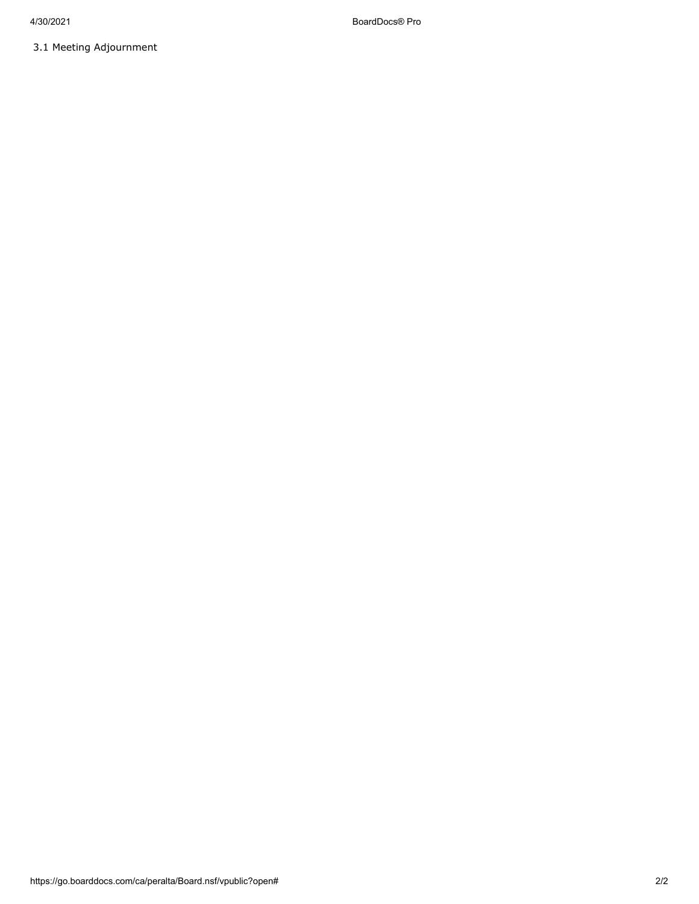3.1 Meeting Adjournment